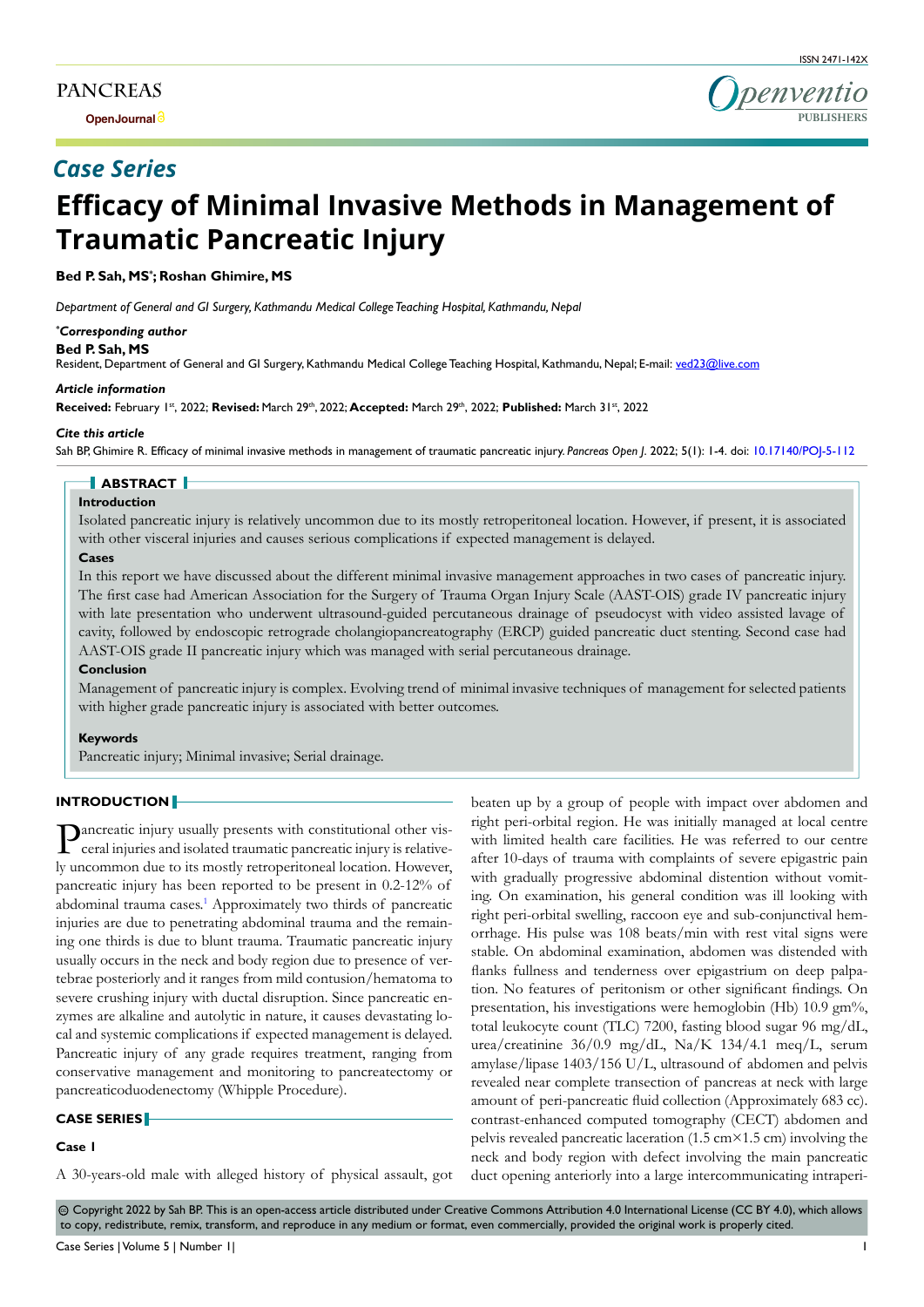PANCREAS

OpenJournal

ISSN 2471-142X

Openventio PUBLISHERS

*Case Series*

# Efficacy of Minimal Invasive Methods in Management of Traumatic Pancreatic Injury

**Bed P. Sah, MS*; Roshan Ghimire, MS**

*Department of General and GI Surgery, Kathmandu Medical College Teaching Hospital, Kathmandu, Nepal*

***Corresponding author***

**Bed P. Sah, MS**

Resident, Department of General and GI Surgery, Kathmandu Medical College Teaching Hospital, Kathmandu, Nepal; E-mail: ved23@live.com

***Article information***

**Received:** February 1st, 2022; **Revised:** March 29th, 2022; **Accepted:** March 29th, 2022; **Published:** March 31st, 2022

***Cite this article***

Sah BP, Ghimire R. Efficacy of minimal invasive methods in management of traumatic pancreatic injury. *Pancreas Open J*. 2022; 5(1): 1-4. doi: 10.17140/POJ-5-112

## ABSTRACT

**Introduction**

Isolated pancreatic injury is relatively uncommon due to its mostly retroperitoneal location. However, if present, it is associated with other visceral injuries and causes serious complications if expected management is delayed.

**Cases**

In this report we have discussed about the different minimal invasive management approaches in two cases of pancreatic injury. The first case had American Association for the Surgery of Trauma Organ Injury Scale (AAST-OIS) grade IV pancreatic injury with late presentation who underwent ultrasound-guided percutaneous drainage of pseudocyst with video assisted lavage of cavity, followed by endoscopic retrograde cholangiopancreatography (ERCP) guided pancreatic duct stenting. Second case had AAST-OIS grade II pancreatic injury which was managed with serial percutaneous drainage.

**Conclusion**

Management of pancreatic injury is complex. Evolving trend of minimal invasive techniques of management for selected patients with higher grade pancreatic injury is associated with better outcomes.

**Keywords**

Pancreatic injury; Minimal invasive; Serial drainage.

## INTRODUCTION

Pancreatic injury usually presents with constitutional other visceral injuries and isolated traumatic pancreatic injury is relatively uncommon due to its mostly retroperitoneal location. However, pancreatic injury has been reported to be present in 0.2-12% of abdominal trauma cases.[1] Approximately two thirds of pancreatic injuries are due to penetrating abdominal trauma and the remaining one thirds is due to blunt trauma. Traumatic pancreatic injury usually occurs in the neck and body region due to presence of vertebrae posteriorly and it ranges from mild contusion/hematoma to severe crushing injury with ductal disruption. Since pancreatic enzymes are alkaline and autolytic in nature, it causes devastating local and systemic complications if expected management is delayed. Pancreatic injury of any grade requires treatment, ranging from conservative management and monitoring to pancreatectomy or pancreaticoduodenectomy (Whipple Procedure).

## CASE SERIES

### Case 1

A 30-years-old male with alleged history of physical assault, got beaten up by a group of people with impact over abdomen and right peri-orbital region. He was initially managed at local centre with limited health care facilities. He was referred to our centre after 10-days of trauma with complaints of severe epigastric pain with gradually progressive abdominal distention without vomiting. On examination, his general condition was ill looking with right peri-orbital swelling, raccoon eye and sub-conjunctival hemorrhage. His pulse was 108 beats/min with rest vital signs were stable. On abdominal examination, abdomen was distended with flanks fullness and tenderness over epigastrium on deep palpation. No features of peritonism or other significant findings. On presentation, his investigations were hemoglobin (Hb) 10.9 gm%, total leukocyte count (TLC) 7200, fasting blood sugar 96 mg/dL, urea/creatinine 36/0.9 mg/dL, Na/K 134/4.1 meq/L, serum amylase/lipase 1403/156 U/L, ultrasound of abdomen and pelvis revealed near complete transection of pancreas at neck with large amount of peri-pancreatic fluid collection (Approximately 683 cc). contrast-enhanced computed tomography (CECT) abdomen and pelvis revealed pancreatic laceration (1.5 cm×1.5 cm) involving the neck and body region with defect involving the main pancreatic duct opening anteriorly into a large intercommunicating intraperi-

© Copyright 2022 by Sah BP. This is an open-access article distributed under Creative Commons Attribution 4.0 International License (CC BY 4.0), which allows to copy, redistribute, remix, transform, and reproduce in any medium or format, even commercially, provided the original work is properly cited.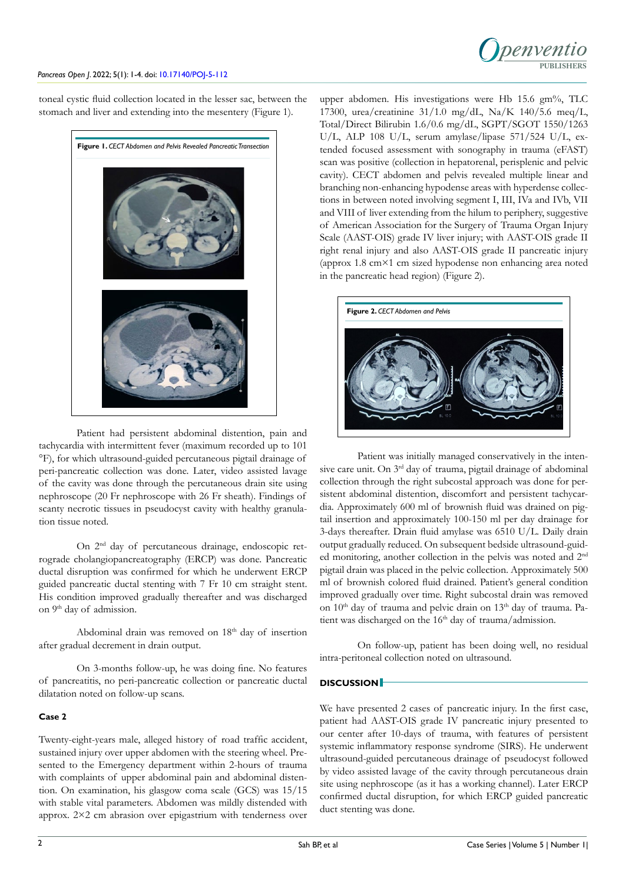toneal cystic fluid collection located in the lesser sac, between the stomach and liver and extending into the mesentery (Figure 1).

**Figure 1.** *CECT Abdomen and Pelvis Revealed Pancreatic Transection*

Patient had persistent abdominal distention, pain and tachycardia with intermittent fever (maximum recorded up to 101 °F), for which ultrasound-guided percutaneous pigtail drainage of peri-pancreatic collection was done. Later, video assisted lavage of the cavity was done through the percutaneous drain site using nephroscope (20 Fr nephroscope with 26 Fr sheath). Findings of scanty necrotic tissues in pseudocyst cavity with healthy granulation tissue noted.

On 2nd day of percutaneous drainage, endoscopic retrograde cholangiopancreatography (ERCP) was done. Pancreatic ductal disruption was confirmed for which he underwent ERCP guided pancreatic ductal stenting with 7 Fr 10 cm straight stent. His condition improved gradually thereafter and was discharged on 9th day of admission.

Abdominal drain was removed on 18th day of insertion after gradual decrement in drain output.

On 3-months follow-up, he was doing fine. No features of pancreatitis, no peri-pancreatic collection or pancreatic ductal dilatation noted on follow-up scans.

### Case 2

Twenty-eight-years male, alleged history of road traffic accident, sustained injury over upper abdomen with the steering wheel. Presented to the Emergency department within 2-hours of trauma with complaints of upper abdominal pain and abdominal distention. On examination, his glasgow coma scale (GCS) was 15/15 with stable vital parameters. Abdomen was mildly distended with approx. 2×2 cm abrasion over epigastrium with tenderness over upper abdomen. His investigations were Hb 15.6 gm%, TLC 17300, urea/creatinine 31/1.0 mg/dL, Na/K 140/5.6 meq/L, Total/Direct Bilirubin 1.6/0.6 mg/dL, SGPT/SGOT 1550/1263 U/L, ALP 108 U/L, serum amylase/lipase 571/524 U/L, extended focused assessment with sonography in trauma (eFAST) scan was positive (collection in hepatorenal, perisplenic and pelvic cavity). CECT abdomen and pelvis revealed multiple linear and branching non-enhancing hypodense areas with hyperdense collections in between noted involving segment I, III, IVa and IVb, VII and VIII of liver extending from the hilum to periphery, suggestive of American Association for the Surgery of Trauma Organ Injury Scale (AAST-OIS) grade IV liver injury; with AAST-OIS grade II right renal injury and also AAST-OIS grade II pancreatic injury (approx 1.8 cm×1 cm sized hypodense non enhancing area noted in the pancreatic head region) (Figure 2).

**Figure 2.** *CECT Abdomen and Pelvis*

Patient was initially managed conservatively in the intensive care unit. On 3rd day of trauma, pigtail drainage of abdominal collection through the right subcostal approach was done for persistent abdominal distention, discomfort and persistent tachycardia. Approximately 600 ml of brownish fluid was drained on pigtail insertion and approximately 100-150 ml per day drainage for 3-days thereafter. Drain fluid amylase was 6510 U/L. Daily drain output gradually reduced. On subsequent bedside ultrasound-guided monitoring, another collection in the pelvis was noted and 2nd pigtail drain was placed in the pelvic collection. Approximately 500 ml of brownish colored fluid drained. Patient's general condition improved gradually over time. Right subcostal drain was removed on 10th day of trauma and pelvic drain on 13th day of trauma. Patient was discharged on the 16th day of trauma/admission.

On follow-up, patient has been doing well, no residual intra-peritoneal collection noted on ultrasound.

## DISCUSSION

We have presented 2 cases of pancreatic injury. In the first case, patient had AAST-OIS grade IV pancreatic injury presented to our center after 10-days of trauma, with features of persistent systemic inflammatory response syndrome (SIRS). He underwent ultrasound-guided percutaneous drainage of pseudocyst followed by video assisted lavage of the cavity through percutaneous drain site using nephroscope (as it has a working channel). Later ERCP confirmed ductal disruption, for which ERCP guided pancreatic duct stenting was done.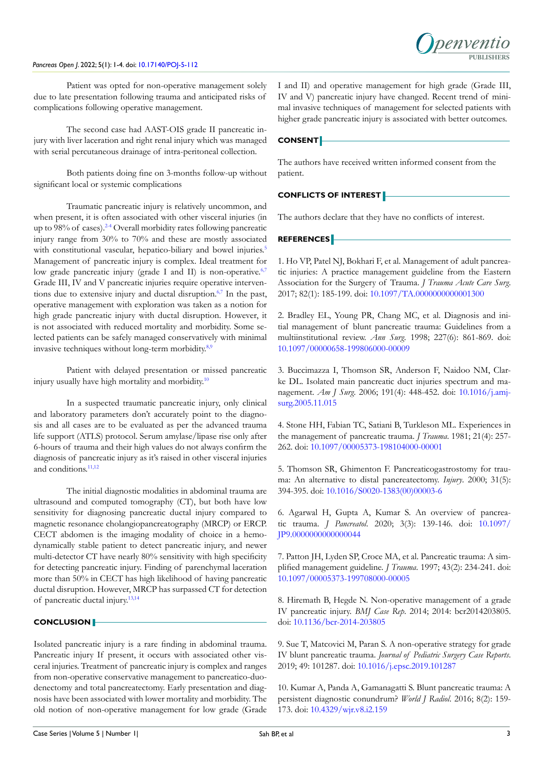Patient was opted for non-operative management solely due to late presentation following trauma and anticipated risks of complications following operative management.

The second case had AAST-OIS grade II pancreatic injury with liver laceration and right renal injury which was managed with serial percutaneous drainage of intra-peritoneal collection.

Both patients doing fine on 3-months follow-up without significant local or systemic complications

Traumatic pancreatic injury is relatively uncommon, and when present, it is often associated with other visceral injuries (in up to 98% of cases).[2-4] Overall morbidity rates following pancreatic injury range from 30% to 70% and these are mostly associated with constitutional vascular, hepatico-biliary and bowel injuries.[5] Management of pancreatic injury is complex. Ideal treatment for low grade pancreatic injury (grade I and II) is non-operative.[6,7] Grade III, IV and V pancreatic injuries require operative interventions due to extensive injury and ductal disruption.[6,7] In the past, operative management with exploration was taken as a notion for high grade pancreatic injury with ductal disruption. However, it is not associated with reduced mortality and morbidity. Some selected patients can be safely managed conservatively with minimal invasive techniques without long-term morbidity.[8,9]

Patient with delayed presentation or missed pancreatic injury usually have high mortality and morbidity.[10]

In a suspected traumatic pancreatic injury, only clinical and laboratory parameters don't accurately point to the diagnosis and all cases are to be evaluated as per the advanced trauma life support (ATLS) protocol. Serum amylase/lipase rise only after 6-hours of trauma and their high values do not always confirm the diagnosis of pancreatic injury as it's raised in other visceral injuries and conditions.[11,12]

The initial diagnostic modalities in abdominal trauma are ultrasound and computed tomography (CT), but both have low sensitivity for diagnosing pancreatic ductal injury compared to magnetic resonance cholangiopancreatography (MRCP) or ERCP. CECT abdomen is the imaging modality of choice in a hemodynamically stable patient to detect pancreatic injury, and newer multi-detector CT have nearly 80% sensitivity with high specificity for detecting pancreatic injury. Finding of parenchymal laceration more than 50% in CECT has high likelihood of having pancreatic ductal disruption. However, MRCP has surpassed CT for detection of pancreatic ductal injury.[13,14]

## CONCLUSION

Isolated pancreatic injury is a rare finding in abdominal trauma. Pancreatic injury If present, it occurs with associated other visceral injuries. Treatment of pancreatic injury is complex and ranges from non-operative conservative management to pancreatico-duodenectomy and total pancreatectomy. Early presentation and diagnosis have been associated with lower mortality and morbidity. The old notion of non-operative management for low grade (Grade I and II) and operative management for high grade (Grade III, IV and V) pancreatic injury have changed. Recent trend of minimal invasive techniques of management for selected patients with higher grade pancreatic injury is associated with better outcomes.

## CONSENT

The authors have received written informed consent from the patient.

## CONFLICTS OF INTEREST

The authors declare that they have no conflicts of interest.

## REFERENCES

1. Ho VP, Patel NJ, Bokhari F, et al. Management of adult pancreatic injuries: A practice management guideline from the Eastern Association for the Surgery of Trauma. *J Trauma Acute Care Surg.* 2017; 82(1): 185-199. doi: 10.1097/TA.0000000000001300

2. Bradley EL, Young PR, Chang MC, et al. Diagnosis and initial management of blunt pancreatic trauma: Guidelines from a multiinstitutional review. *Ann Surg.* 1998; 227(6): 861-869. doi: 10.1097/00000658-199806000-00009

3. Buccimazza I, Thomson SR, Anderson F, Naidoo NM, Clarke DL. Isolated main pancreatic duct injuries spectrum and management. *Am J Surg.* 2006; 191(4): 448-452. doi: 10.1016/j.amjsurg.2005.11.015

4. Stone HH, Fabian TC, Satiani B, Turkleson ML. Experiences in the management of pancreatic trauma. *J Trauma.* 1981; 21(4): 257-262. doi: 10.1097/00005373-198104000-00001

5. Thomson SR, Ghimenton F. Pancreaticogastrostomy for trauma: An alternative to distal pancreatectomy. *Injury.* 2000; 31(5): 394-395. doi: 10.1016/S0020-1383(00)00003-6

6. Agarwal H, Gupta A, Kumar S. An overview of pancreatic trauma. *J Pancreatol.* 2020; 3(3): 139-146. doi: 10.1097/JP9.0000000000000044

7. Patton JH, Lyden SP, Croce MA, et al. Pancreatic trauma: A simplified management guideline. *J Trauma.* 1997; 43(2): 234-241. doi: 10.1097/00005373-199708000-00005

8. Hiremath B, Hegde N. Non-operative management of a grade IV pancreatic injury. *BMJ Case Rep.* 2014; 2014: bcr2014203805. doi: 10.1136/bcr-2014-203805

9. Sue T, Matcovici M, Paran S. A non-operative strategy for grade IV blunt pancreatic trauma. *Journal of Pediatric Surgery Case Reports.* 2019; 49: 101287. doi: 10.1016/j.epsc.2019.101287

10. Kumar A, Panda A, Gamanagatti S. Blunt pancreatic trauma: A persistent diagnostic conundrum? *World J Radiol.* 2016; 8(2): 159-173. doi: 10.4329/wjr.v8.i2.159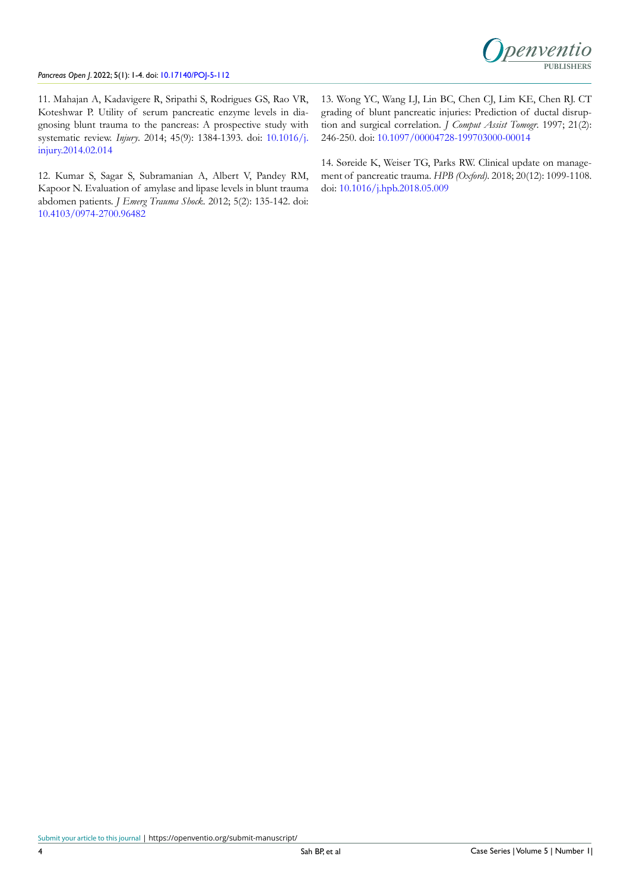11. Mahajan A, Kadavigere R, Sripathi S, Rodrigues GS, Rao VR, Koteshwar P. Utility of serum pancreatic enzyme levels in diagnosing blunt trauma to the pancreas: A prospective study with systematic review. *Injury*. 2014; 45(9): 1384-1393. doi: 10.1016/j.injury.2014.02.014

12. Kumar S, Sagar S, Subramanian A, Albert V, Pandey RM, Kapoor N. Evaluation of amylase and lipase levels in blunt trauma abdomen patients. *J Emerg Trauma Shock*. 2012; 5(2): 135-142. doi: 10.4103/0974-2700.96482

13. Wong YC, Wang LJ, Lin BC, Chen CJ, Lim KE, Chen RJ. CT grading of blunt pancreatic injuries: Prediction of ductal disruption and surgical correlation. *J Comput Assist Tomogr*. 1997; 21(2): 246-250. doi: 10.1097/00004728-199703000-00014

14. Søreide K, Weiser TG, Parks RW. Clinical update on management of pancreatic trauma. *HPB (Oxford)*. 2018; 20(12): 1099-1108. doi: 10.1016/j.hpb.2018.05.009